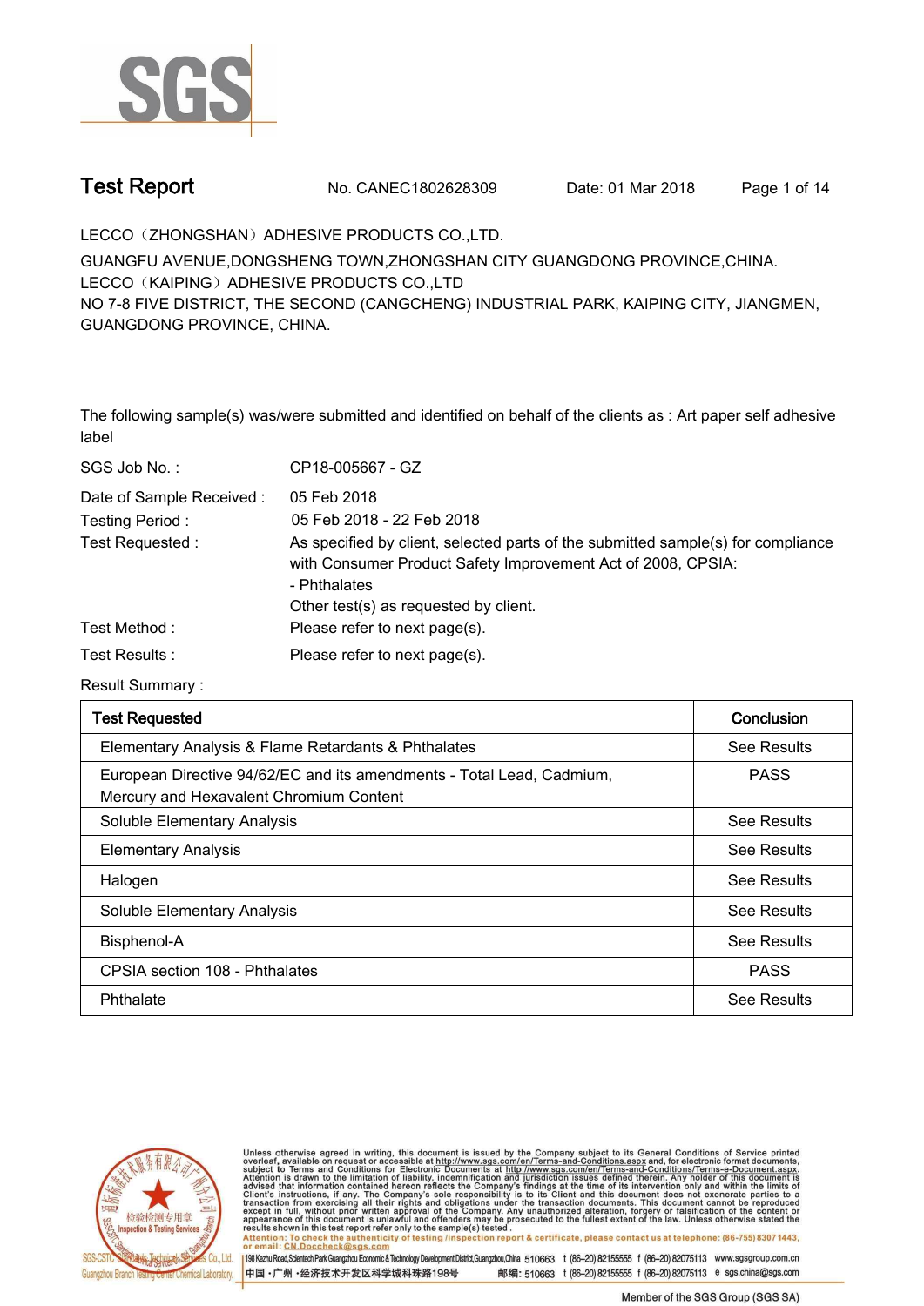# Test Report

No. CANEC1802628309 Date: 01 Mar 2018

LECCO（ZHONGSHAN）ADHESIVE PRODUCTS CO.,LTD.

GUANGFU AVENUE,DONGSHENG TOWN,ZHONGSHAN CITY GUANGDONG PROVINCE,CHINA.

LECCO（KAIPING）ADHESIVE PRODUCTS CO.,LTD

NO 7-8 FIVE DISTRICT, THE SECOND (CANGCHENG) INDUSTRIAL PARK, KAIPING CITY, JIANGMEN, GUANGDONG PROVINCE, CHINA.

The following sample(s) was/were submitted and identified on behalf of the clients as : Art paper self adhesive label

SGS Job No. : CP18-005667 - GZ

Date of Sample Received : 05 Feb 2018

Testing Period : 05 Feb 2018 - 22 Feb 2018

Test Requested : As specified by client, selected parts of the submitted sample(s) for compliance with Consumer Product Safety Improvement Act of 2008, CPSIA:
- Phthalates

Other test(s) as requested by client.

Test Method : Please refer to next page(s).

Test Results : Please refer to next page(s).

Result Summary :

| Test Requested | Conclusion |
|---|---|
| Elementary Analysis & Flame Retardants & Phthalates | See Results |
| European Directive 94/62/EC and its amendments - Total Lead, Cadmium, Mercury and Hexavalent Chromium Content | PASS |
| Soluble Elementary Analysis | See Results |
| Elementary Analysis | See Results |
| Halogen | See Results |
| Soluble Elementary Analysis | See Results |
| Bisphenol-A | See Results |
| CPSIA section 108 - Phthalates | PASS |
| Phthalate | See Results |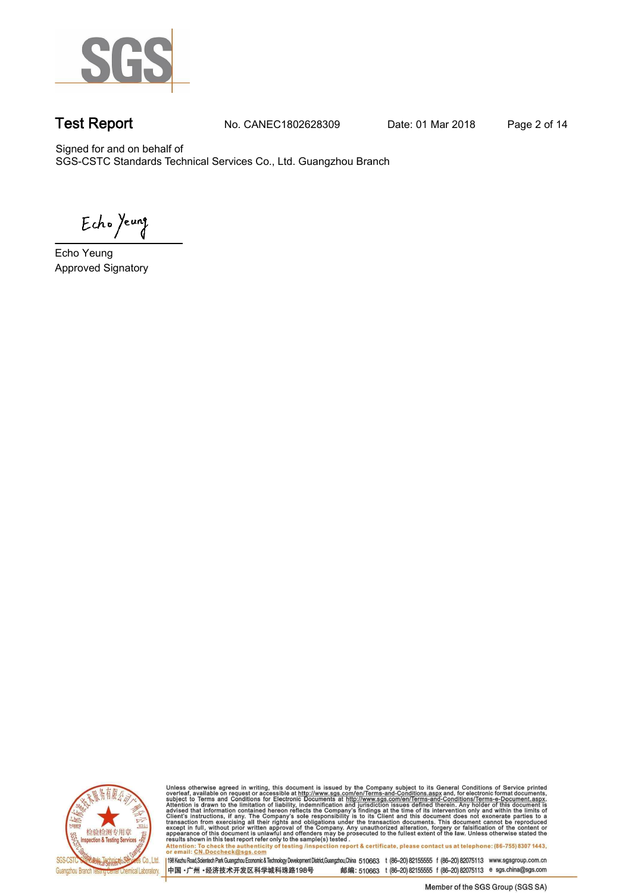Signed for and on behalf of
SGS-CSTC Standards Technical Services Co., Ltd. Guangzhou Branch

Echo Yeung
Approved Signatory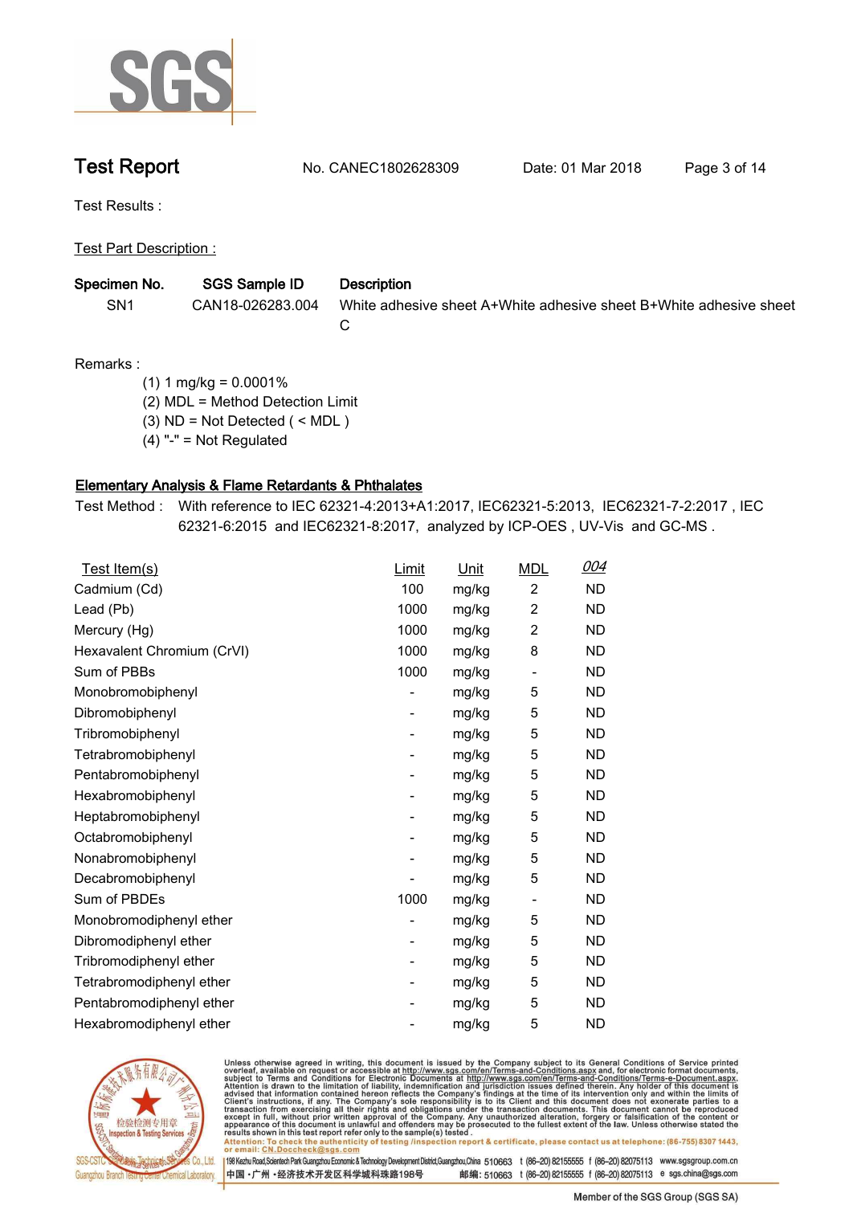# Test Report

No. CANEC1802628309 Date: 01 Mar 2018

Test Results :

Test Part Description :

| Specimen No. | SGS Sample ID | Description |
|---|---|---|
| SN1 | CAN18-026283.004 | White adhesive sheet A+White adhesive sheet B+White adhesive sheet C |

Remarks :

(1) 1 mg/kg = 0.0001%
(2) MDL = Method Detection Limit
(3) ND = Not Detected ( < MDL )
(4) "-" = Not Regulated

## Elementary Analysis & Flame Retardants & Phthalates

Test Method : With reference to IEC 62321-4:2013+A1:2017, IEC62321-5:2013, IEC62321-7-2:2017 , IEC 62321-6:2015 and IEC62321-8:2017, analyzed by ICP-OES , UV-Vis and GC-MS .

| Test Item(s) | Limit | Unit | MDL | 004 |
|---|---|---|---|---|
| Cadmium (Cd) | 100 | mg/kg | 2 | ND |
| Lead (Pb) | 1000 | mg/kg | 2 | ND |
| Mercury (Hg) | 1000 | mg/kg | 2 | ND |
| Hexavalent Chromium (CrVI) | 1000 | mg/kg | 8 | ND |
| Sum of PBBs | 1000 | mg/kg | - | ND |
| Monobromobiphenyl | - | mg/kg | 5 | ND |
| Dibromobiphenyl | - | mg/kg | 5 | ND |
| Tribromobiphenyl | - | mg/kg | 5 | ND |
| Tetrabromobiphenyl | - | mg/kg | 5 | ND |
| Pentabromobiphenyl | - | mg/kg | 5 | ND |
| Hexabromobiphenyl | - | mg/kg | 5 | ND |
| Heptabromobiphenyl | - | mg/kg | 5 | ND |
| Octabromobiphenyl | - | mg/kg | 5 | ND |
| Nonabromobiphenyl | - | mg/kg | 5 | ND |
| Decabromobiphenyl | - | mg/kg | 5 | ND |
| Sum of PBDEs | 1000 | mg/kg | - | ND |
| Monobromodiphenyl ether | - | mg/kg | 5 | ND |
| Dibromodiphenyl ether | - | mg/kg | 5 | ND |
| Tribromodiphenyl ether | - | mg/kg | 5 | ND |
| Tetrabromodiphenyl ether | - | mg/kg | 5 | ND |
| Pentabromodiphenyl ether | - | mg/kg | 5 | ND |
| Hexabromodiphenyl ether | - | mg/kg | 5 | ND |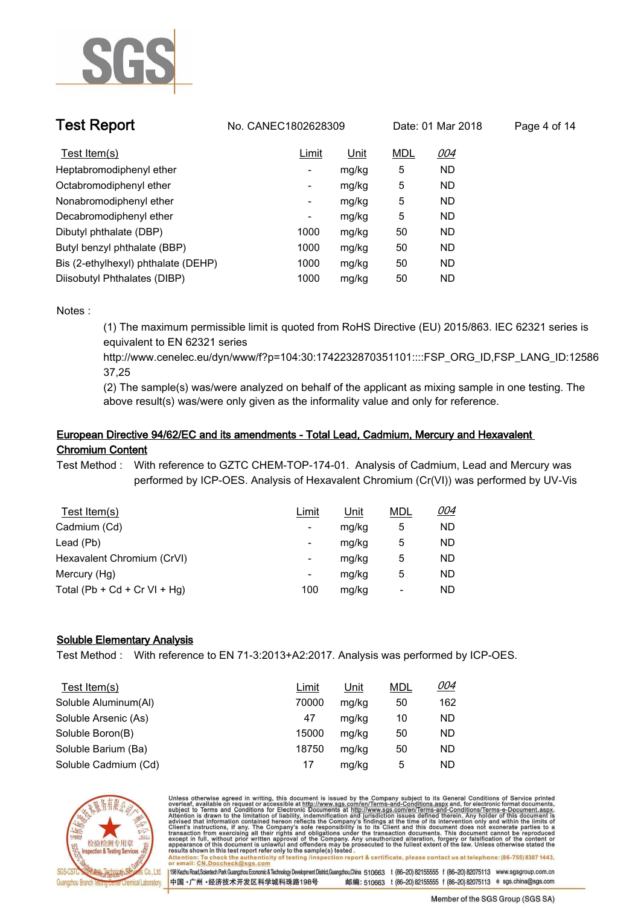# Test Report

No. CANEC1802628309 Date: 01 Mar 2018

| Test Item(s) | Limit | Unit | MDL | 004 |
|---|---|---|---|---|
| Heptabromodiphenyl ether | - | mg/kg | 5 | ND |
| Octabromodiphenyl ether | - | mg/kg | 5 | ND |
| Nonabromodiphenyl ether | - | mg/kg | 5 | ND |
| Decabromodiphenyl ether | - | mg/kg | 5 | ND |
| Dibutyl phthalate (DBP) | 1000 | mg/kg | 50 | ND |
| Butyl benzyl phthalate (BBP) | 1000 | mg/kg | 50 | ND |
| Bis (2-ethylhexyl) phthalate (DEHP) | 1000 | mg/kg | 50 | ND |
| Diisobutyl Phthalates (DIBP) | 1000 | mg/kg | 50 | ND |

Notes :

(1) The maximum permissible limit is quoted from RoHS Directive (EU) 2015/863. IEC 62321 series is equivalent to EN 62321 series http://www.cenelec.eu/dyn/www/f?p=104:30:1742232870351101::::FSP_ORG_ID,FSP_LANG_ID:1258637,25

(2) The sample(s) was/were analyzed on behalf of the applicant as mixing sample in one testing. The above result(s) was/were only given as the informality value and only for reference.

## European Directive 94/62/EC and its amendments - Total Lead, Cadmium, Mercury and Hexavalent Chromium Content

Test Method : With reference to GZTC CHEM-TOP-174-01. Analysis of Cadmium, Lead and Mercury was performed by ICP-OES. Analysis of Hexavalent Chromium (Cr(VI)) was performed by UV-Vis

| Test Item(s) | Limit | Unit | MDL | 004 |
|---|---|---|---|---|
| Cadmium (Cd) | - | mg/kg | 5 | ND |
| Lead (Pb) | - | mg/kg | 5 | ND |
| Hexavalent Chromium (CrVI) | - | mg/kg | 5 | ND |
| Mercury (Hg) | - | mg/kg | 5 | ND |
| Total (Pb + Cd + Cr VI + Hg) | 100 | mg/kg | - | ND |

## Soluble Elementary Analysis

Test Method : With reference to EN 71-3:2013+A2:2017. Analysis was performed by ICP-OES.

| Test Item(s) | Limit | Unit | MDL | 004 |
|---|---|---|---|---|
| Soluble Aluminum(Al) | 70000 | mg/kg | 50 | 162 |
| Soluble Arsenic (As) | 47 | mg/kg | 10 | ND |
| Soluble Boron(B) | 15000 | mg/kg | 50 | ND |
| Soluble Barium (Ba) | 18750 | mg/kg | 50 | ND |
| Soluble Cadmium (Cd) | 17 | mg/kg | 5 | ND |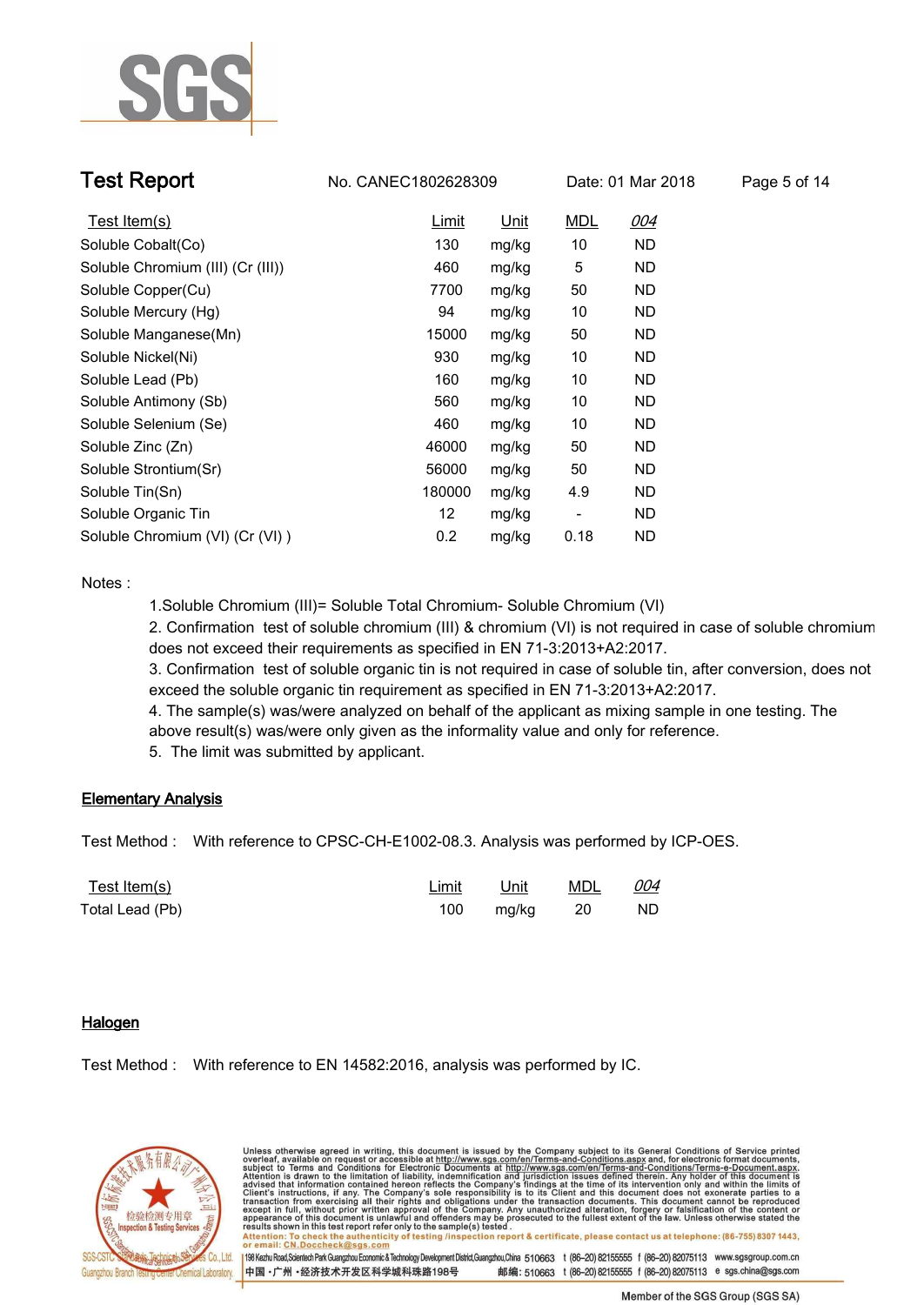| Test Item(s) | Limit | Unit | MDL | 004 |
|---|---|---|---|---|
| Soluble Cobalt(Co) | 130 | mg/kg | 10 | ND |
| Soluble Chromium (III) (Cr (III)) | 460 | mg/kg | 5 | ND |
| Soluble Copper(Cu) | 7700 | mg/kg | 50 | ND |
| Soluble Mercury (Hg) | 94 | mg/kg | 10 | ND |
| Soluble Manganese(Mn) | 15000 | mg/kg | 50 | ND |
| Soluble Nickel(Ni) | 930 | mg/kg | 10 | ND |
| Soluble Lead (Pb) | 160 | mg/kg | 10 | ND |
| Soluble Antimony (Sb) | 560 | mg/kg | 10 | ND |
| Soluble Selenium (Se) | 460 | mg/kg | 10 | ND |
| Soluble Zinc (Zn) | 46000 | mg/kg | 50 | ND |
| Soluble Strontium(Sr) | 56000 | mg/kg | 50 | ND |
| Soluble Tin(Sn) | 180000 | mg/kg | 4.9 | ND |
| Soluble Organic Tin | 12 | mg/kg | - | ND |
| Soluble Chromium (VI) (Cr (VI) ) | 0.2 | mg/kg | 0.18 | ND |

Notes :

1.Soluble Chromium (III)= Soluble Total Chromium- Soluble Chromium (VI)

2. Confirmation test of soluble chromium (III) & chromium (VI) is not required in case of soluble chromium does not exceed their requirements as specified in EN 71-3:2013+A2:2017.

3. Confirmation test of soluble organic tin is not required in case of soluble tin, after conversion, does not exceed the soluble organic tin requirement as specified in EN 71-3:2013+A2:2017.

4. The sample(s) was/were analyzed on behalf of the applicant as mixing sample in one testing. The above result(s) was/were only given as the informality value and only for reference.

5. The limit was submitted by applicant.

## Elementary Analysis

Test Method : With reference to CPSC-CH-E1002-08.3. Analysis was performed by ICP-OES.

| Test Item(s) | Limit | Unit | MDL | 004 |
|---|---|---|---|---|
| Total Lead (Pb) | 100 | mg/kg | 20 | ND |

## Halogen

Test Method : With reference to EN 14582:2016, analysis was performed by IC.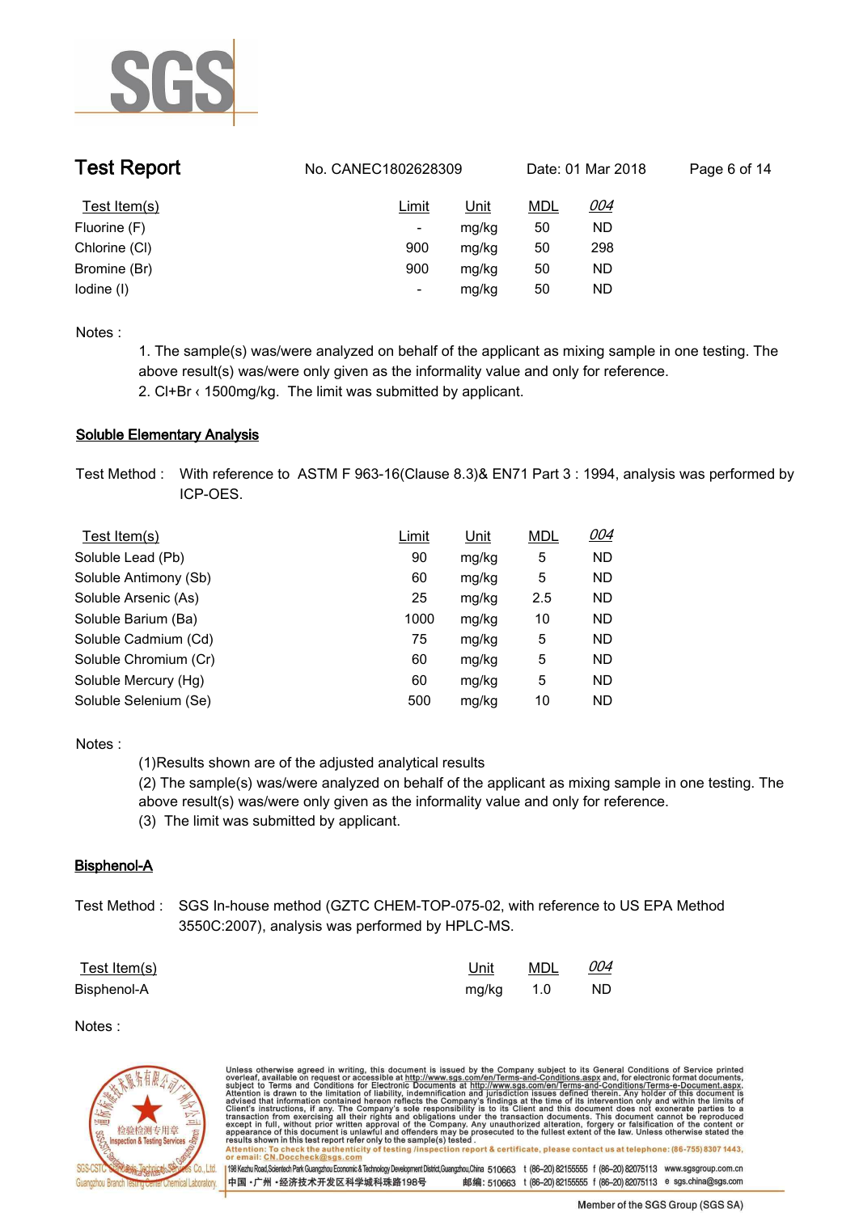| Test Item(s) | Limit | Unit | MDL | 004 |
|---|---|---|---|---|
| Fluorine (F) | - | mg/kg | 50 | ND |
| Chlorine (Cl) | 900 | mg/kg | 50 | 298 |
| Bromine (Br) | 900 | mg/kg | 50 | ND |
| Iodine (I) | - | mg/kg | 50 | ND |

Notes :

1. The sample(s) was/were analyzed on behalf of the applicant as mixing sample in one testing. The above result(s) was/were only given as the informality value and only for reference.
2. Cl+Br ‹ 1500mg/kg. The limit was submitted by applicant.

## Soluble Elementary Analysis

Test Method : With reference to ASTM F 963-16(Clause 8.3)& EN71 Part 3 : 1994, analysis was performed by ICP-OES.

| Test Item(s) | Limit | Unit | MDL | 004 |
|---|---|---|---|---|
| Soluble Lead (Pb) | 90 | mg/kg | 5 | ND |
| Soluble Antimony (Sb) | 60 | mg/kg | 5 | ND |
| Soluble Arsenic (As) | 25 | mg/kg | 2.5 | ND |
| Soluble Barium (Ba) | 1000 | mg/kg | 10 | ND |
| Soluble Cadmium (Cd) | 75 | mg/kg | 5 | ND |
| Soluble Chromium (Cr) | 60 | mg/kg | 5 | ND |
| Soluble Mercury (Hg) | 60 | mg/kg | 5 | ND |
| Soluble Selenium (Se) | 500 | mg/kg | 10 | ND |

Notes :

(1)Results shown are of the adjusted analytical results

(2) The sample(s) was/were analyzed on behalf of the applicant as mixing sample in one testing. The above result(s) was/were only given as the informality value and only for reference.

(3) The limit was submitted by applicant.

## Bisphenol-A

Test Method : SGS In-house method (GZTC CHEM-TOP-075-02, with reference to US EPA Method 3550C:2007), analysis was performed by HPLC-MS.

| Test Item(s) | Unit | MDL | 004 |
|---|---|---|---|
| Bisphenol-A | mg/kg | 1.0 | ND |

Notes :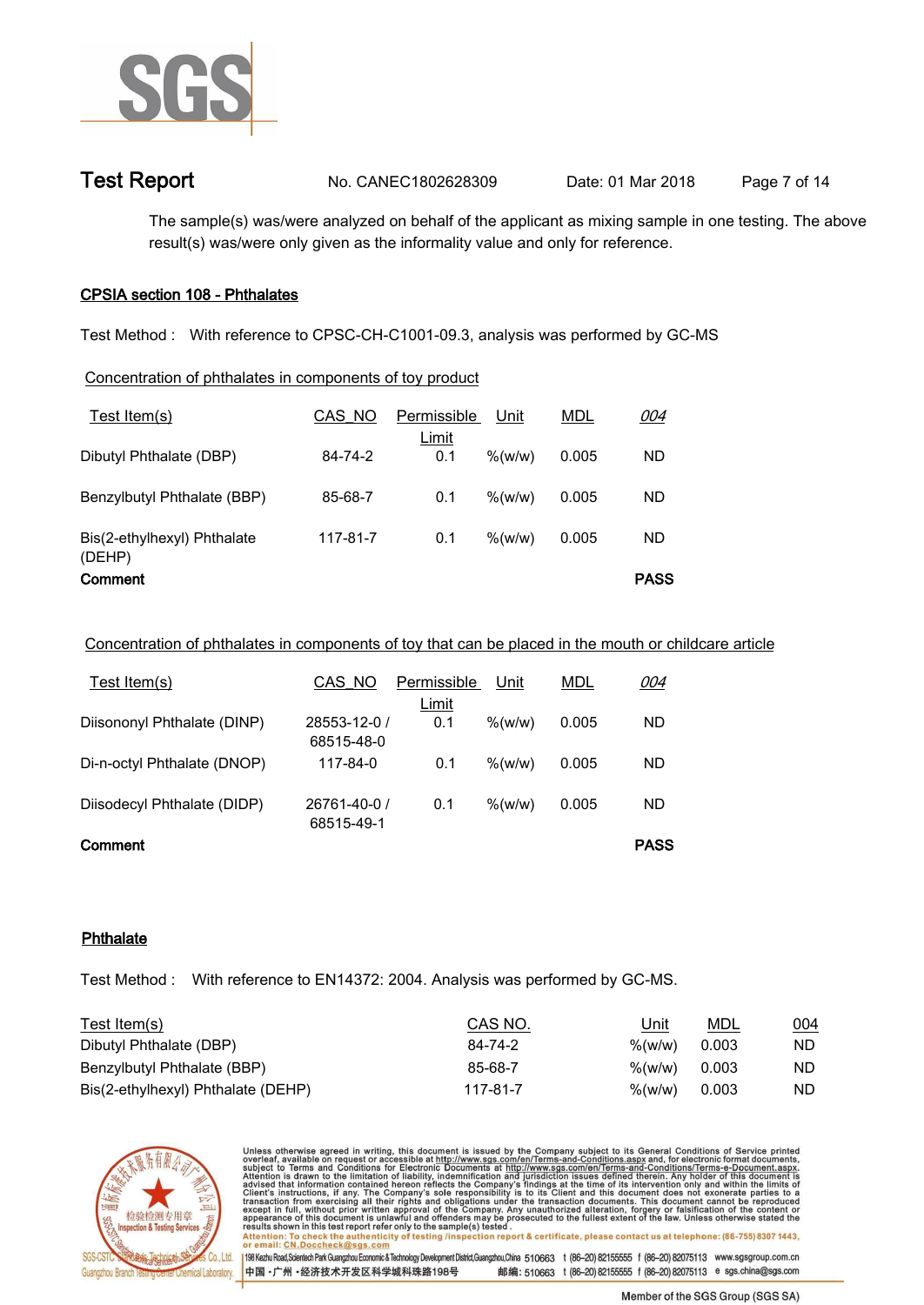The sample(s) was/were analyzed on behalf of the applicant as mixing sample in one testing. The above result(s) was/were only given as the informality value and only for reference.

## CPSIA section 108 - Phthalates

Test Method : With reference to CPSC-CH-C1001-09.3, analysis was performed by GC-MS

Concentration of phthalates in components of toy product

| Test Item(s) | CAS_NO | Permissible Limit | Unit | MDL | 004 |
|---|---|---|---|---|---|
| Dibutyl Phthalate (DBP) | 84-74-2 | 0.1 | %(w/w) | 0.005 | ND |
| Benzylbutyl Phthalate (BBP) | 85-68-7 | 0.1 | %(w/w) | 0.005 | ND |
| Bis(2-ethylhexyl) Phthalate (DEHP) | 117-81-7 | 0.1 | %(w/w) | 0.005 | ND |
| **Comment** | | | | | **PASS** |

Concentration of phthalates in components of toy that can be placed in the mouth or childcare article

| Test Item(s) | CAS_NO | Permissible Limit | Unit | MDL | 004 |
|---|---|---|---|---|---|
| Diisononyl Phthalate (DINP) | 28553-12-0 / 68515-48-0 | 0.1 | %(w/w) | 0.005 | ND |
| Di-n-octyl Phthalate (DNOP) | 117-84-0 | 0.1 | %(w/w) | 0.005 | ND |
| Diisodecyl Phthalate (DIDP) | 26761-40-0 / 68515-49-1 | 0.1 | %(w/w) | 0.005 | ND |
| **Comment** | | | | | **PASS** |

## Phthalate

Test Method : With reference to EN14372: 2004. Analysis was performed by GC-MS.

| Test Item(s) | CAS NO. | Unit | MDL | 004 |
|---|---|---|---|---|
| Dibutyl Phthalate (DBP) | 84-74-2 | %(w/w) | 0.003 | ND |
| Benzylbutyl Phthalate (BBP) | 85-68-7 | %(w/w) | 0.003 | ND |
| Bis(2-ethylhexyl) Phthalate (DEHP) | 117-81-7 | %(w/w) | 0.003 | ND |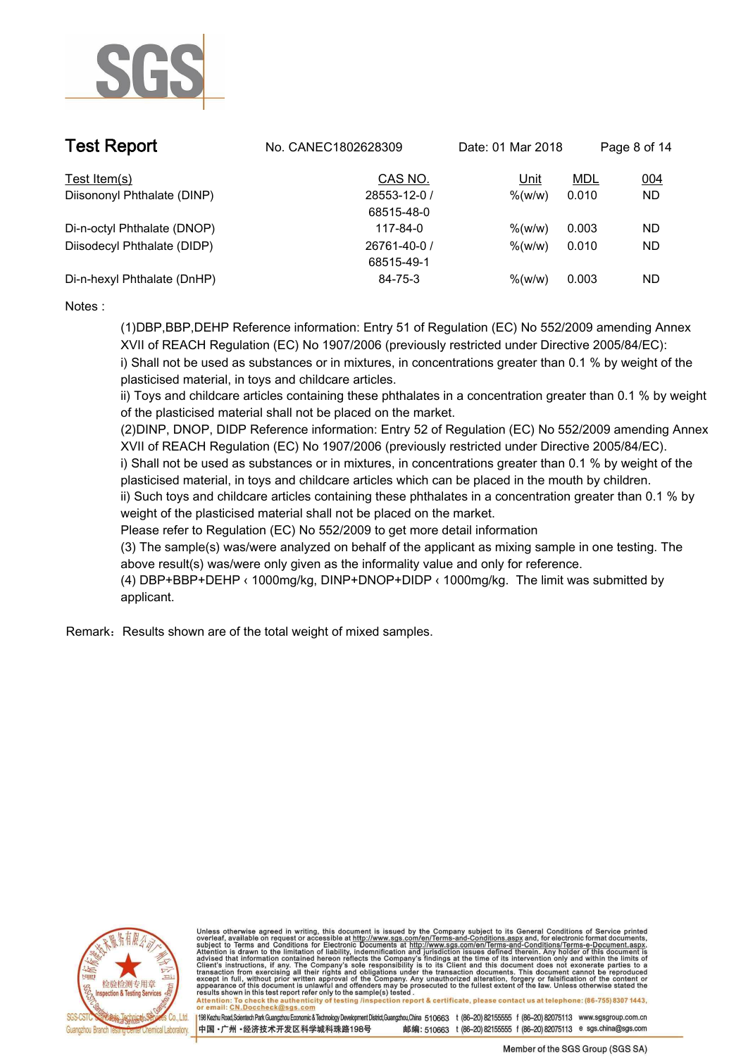| Test Item(s) | CAS NO. | Unit | MDL | 004 |
|---|---|---|---|---|
| Diisononyl Phthalate (DINP) | 28553-12-0 / 68515-48-0 | %(w/w) | 0.010 | ND |
| Di-n-octyl Phthalate (DNOP) | 117-84-0 | %(w/w) | 0.003 | ND |
| Diisodecyl Phthalate (DIDP) | 26761-40-0 / 68515-49-1 | %(w/w) | 0.010 | ND |
| Di-n-hexyl Phthalate (DnHP) | 84-75-3 | %(w/w) | 0.003 | ND |

Notes :

(1)DBP,BBP,DEHP Reference information: Entry 51 of Regulation (EC) No 552/2009 amending Annex XVII of REACH Regulation (EC) No 1907/2006 (previously restricted under Directive 2005/84/EC):

i) Shall not be used as substances or in mixtures, in concentrations greater than 0.1 % by weight of the plasticised material, in toys and childcare articles.

ii) Toys and childcare articles containing these phthalates in a concentration greater than 0.1 % by weight of the plasticised material shall not be placed on the market.

(2)DINP, DNOP, DIDP Reference information: Entry 52 of Regulation (EC) No 552/2009 amending Annex XVII of REACH Regulation (EC) No 1907/2006 (previously restricted under Directive 2005/84/EC).

i) Shall not be used as substances or in mixtures, in concentrations greater than 0.1 % by weight of the plasticised material, in toys and childcare articles which can be placed in the mouth by children.

ii) Such toys and childcare articles containing these phthalates in a concentration greater than 0.1 % by weight of the plasticised material shall not be placed on the market.

Please refer to Regulation (EC) No 552/2009 to get more detail information

(3) The sample(s) was/were analyzed on behalf of the applicant as mixing sample in one testing. The above result(s) was/were only given as the informality value and only for reference.

(4) DBP+BBP+DEHP ‹ 1000mg/kg, DINP+DNOP+DIDP ‹ 1000mg/kg. The limit was submitted by applicant.

Remark：Results shown are of the total weight of mixed samples.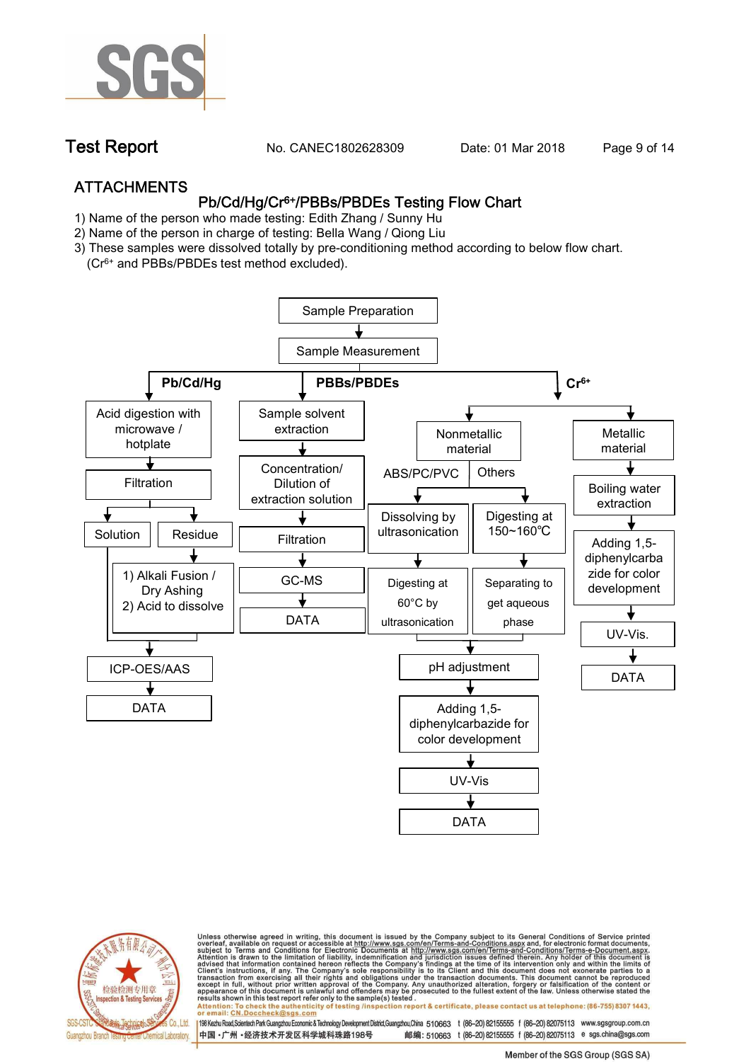## ATTACHMENTS

### Pb/Cd/Hg/$Cr^{6+}$/PBBs/PBDEs Testing Flow Chart

1) Name of the person who made testing: Edith Zhang / Sunny Hu
2) Name of the person in charge of testing: Bella Wang / Qiong Liu
3) These samples were dissolved totally by pre-conditioning method according to below flow chart.
   ($Cr^{6+}$ and PBBs/PBDEs test method excluded).

Sample Preparation → Sample Measurement

**Pb/Cd/Hg**
- Acid digestion with microwave / hotplate → Filtration → Solution / Residue
  - Residue → 1) Alkali Fusion / Dry Ashing 2) Acid to dissolve
  - Solution + dissolved residue → ICP-OES/AAS → DATA

**PBBs/PBDEs**
- Sample solvent extraction → Concentration/ Dilution of extraction solution → Filtration → GC-MS → DATA

**$Cr^{6+}$**
- Nonmetallic material
  - ABS/PC/PVC → Dissolving by ultrasonication → Digesting at 60°C by ultrasonication
  - Others → Digesting at 150~160℃ → Separating to get aqueous phase
  - → pH adjustment → Adding 1,5-diphenylcarbazide for color development → UV-Vis → DATA
- Metallic material → Boiling water extraction → Adding 1,5-diphenylcarbazide for color development → UV-Vis. → DATA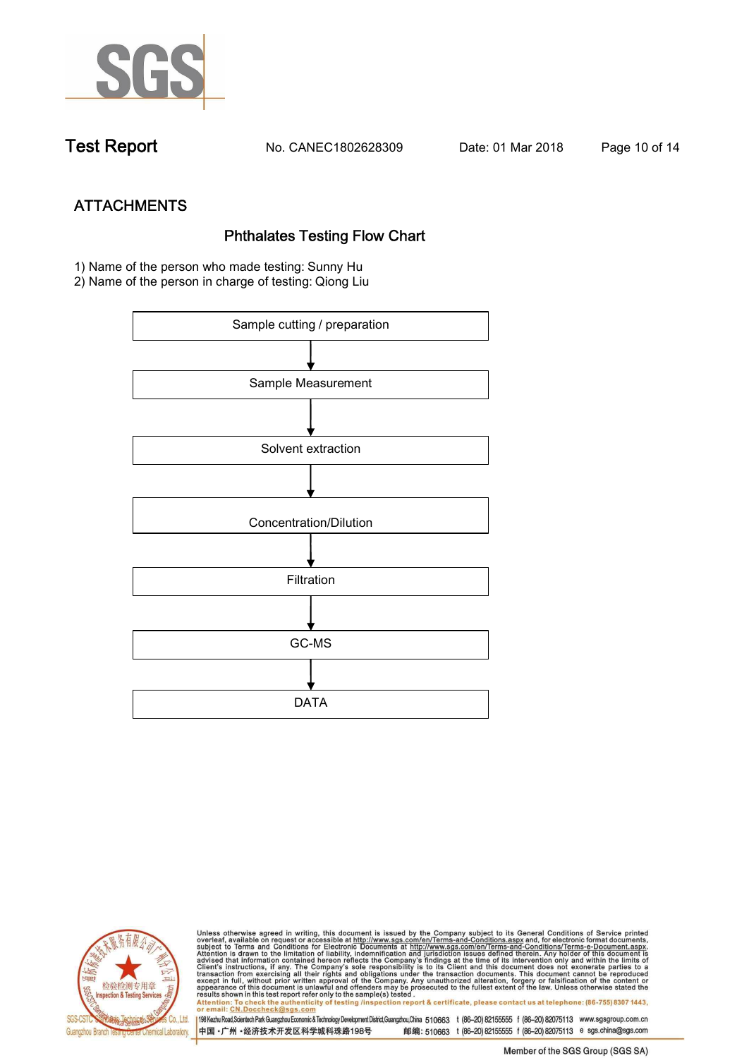# ATTACHMENTS

## Phthalates Testing Flow Chart

1) Name of the person who made testing: Sunny Hu
2) Name of the person in charge of testing: Qiong Liu

Sample cutting / preparation

↓

Sample Measurement

↓

Solvent extraction

↓

Concentration/Dilution

↓

Filtration

↓

GC-MS

↓

DATA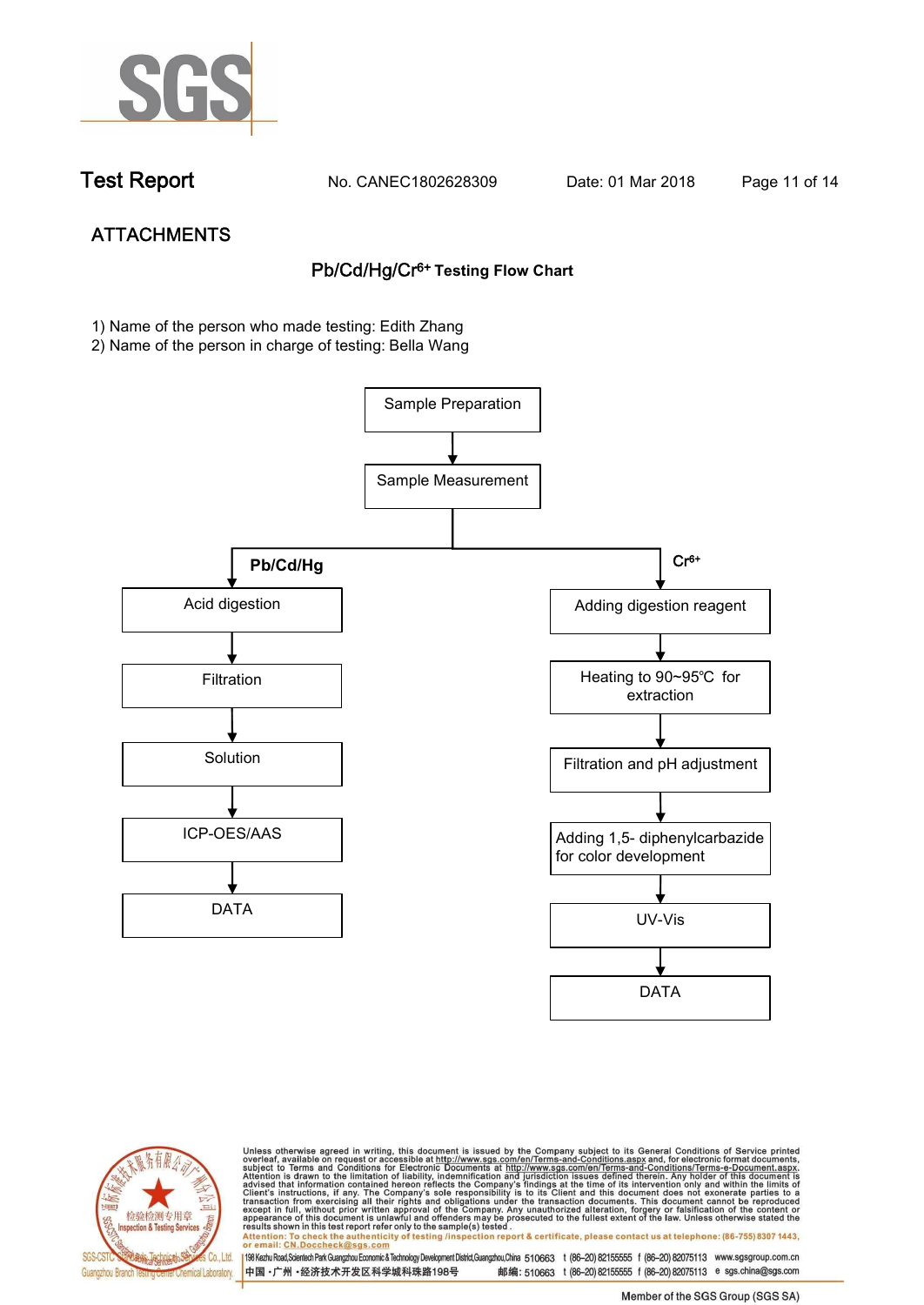## ATTACHMENTS

### Pb/Cd/Hg/$Cr^{6+}$ Testing Flow Chart

1) Name of the person who made testing: Edith Zhang
2) Name of the person in charge of testing: Bella Wang

Sample Preparation
↓
Sample Measurement

**Pb/Cd/Hg**

Acid digestion
↓
Filtration
↓
Solution
↓
ICP-OES/AAS
↓
DATA

**$Cr^{6+}$**

Adding digestion reagent
↓
Heating to 90~95℃ for extraction
↓
Filtration and pH adjustment
↓
Adding 1,5- diphenylcarbazide for color development
↓
UV-Vis
↓
DATA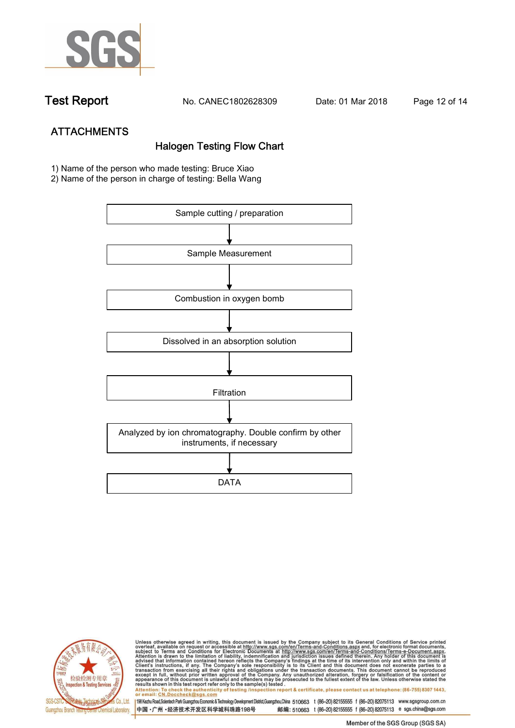# Test Report

No. CANEC1802628309 Date: 01 Mar 2018

## ATTACHMENTS

### Halogen Testing Flow Chart

1) Name of the person who made testing: Bruce Xiao
2) Name of the person in charge of testing: Bella Wang

Sample cutting / preparation

↓

Sample Measurement

↓

Combustion in oxygen bomb

↓

Dissolved in an absorption solution

↓

Filtration

↓

Analyzed by ion chromatography. Double confirm by other instruments, if necessary

↓

DATA

Unless otherwise agreed in writing, this document is issued by the Company subject to its General Conditions of Service printed overleaf, available on request or accessible at http://www.sgs.com/en/Terms-and-Conditions.aspx and, for electronic format documents, subject to Terms and Conditions for Electronic Documents at http://www.sgs.com/en/Terms-and-Conditions/Terms-e-Document.aspx. Attention is drawn to the limitation of liability, indemnification and jurisdiction issues defined therein. Any holder of this document is advised that information contained hereon reflects the Company's findings at the time of its intervention only and within the limits of Client's instructions, if any. The Company's sole responsibility is to its Client and this document does not exonerate parties to a transaction from exercising all their rights and obligations under the transaction documents. This document cannot be reproduced except in full, without prior written approval of the Company. Any unauthorized alteration, forgery or falsification of the content or appearance of this document is unlawful and offenders may be prosecuted to the fullest extent of the law. Unless otherwise stated the results shown in this test report refer only to the sample(s) tested.

Attention: To check the authenticity of testing /inspection report & certificate, please contact us at telephone: (86-755) 8307 1443, or email: CN.Doccheck@sgs.com

198 Kezhu Road,Scientech Park Guangzhou Economic & Technology Development District,Guangzhou,China 510663 t (86-20) 82155555 f (86-20) 82075113 www.sgsgroup.com.cn

中国·广州·经济技术开发区科学城科珠路198号 邮编: 510663 t (86-20) 82155555 f (86-20) 82075113 e sgs.china@sgs.com

Member of the SGS Group (SGS SA)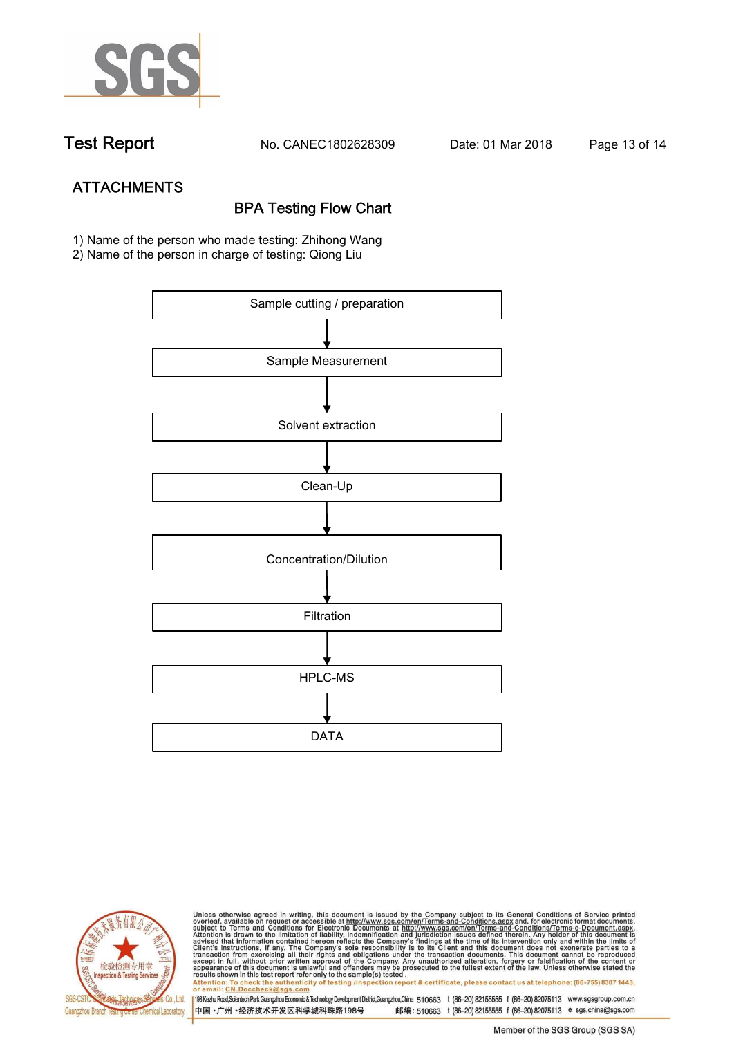## ATTACHMENTS

### BPA Testing Flow Chart

1) Name of the person who made testing: Zhihong Wang
2) Name of the person in charge of testing: Qiong Liu

Sample cutting / preparation

↓

Sample Measurement

↓

Solvent extraction

↓

Clean-Up

↓

Concentration/Dilution

↓

Filtration

↓

HPLC-MS

↓

DATA

Unless otherwise agreed in writing, this document is issued by the Company subject to its General Conditions of Service printed overleaf, available on request or accessible at http://www.sgs.com/en/Terms-and-Conditions.aspx and, for electronic format documents, subject to Terms and Conditions for Electronic Documents at http://www.sgs.com/en/Terms-and-Conditions/Terms-e-Document.aspx. Attention is drawn to the limitation of liability, indemnification and jurisdiction issues defined therein. Any holder of this document is advised that information contained hereon reflects the Company's findings at the time of its intervention only and within the limits of Client's instructions, if any. The Company's sole responsibility is to its Client and this document does not exonerate parties to a transaction from exercising all their rights and obligations under the transaction documents. This document cannot be reproduced except in full, without prior written approval of the Company. Any unauthorized alteration, forgery or falsification of the content or appearance of this document is unlawful and offenders may be prosecuted to the fullest extent of the law. Unless otherwise stated the results shown in this test report refer only to the sample(s) tested.
Attention: To check the authenticity of testing /inspection report & certificate, please contact us at telephone: (86-755) 8307 1443, or email: CN.Doccheck@sgs.com

SGS-CSTC Standards Technical Services Co., Ltd. Guangzhou Branch Testing Center Chemical Laboratory.

198 Kezhu Road,Scientech Park Guangzhou Economic & Technology Development District,Guangzhou,China 510663 t (86-20) 82155555 f (86-20) 82075113 www.sgsgroup.com.cn
中国・广州・经济技术开发区科学城科珠路198号 邮编: 510663 t (86-20) 82155555 f (86-20) 82075113 e sgs.china@sgs.com

Member of the SGS Group (SGS SA)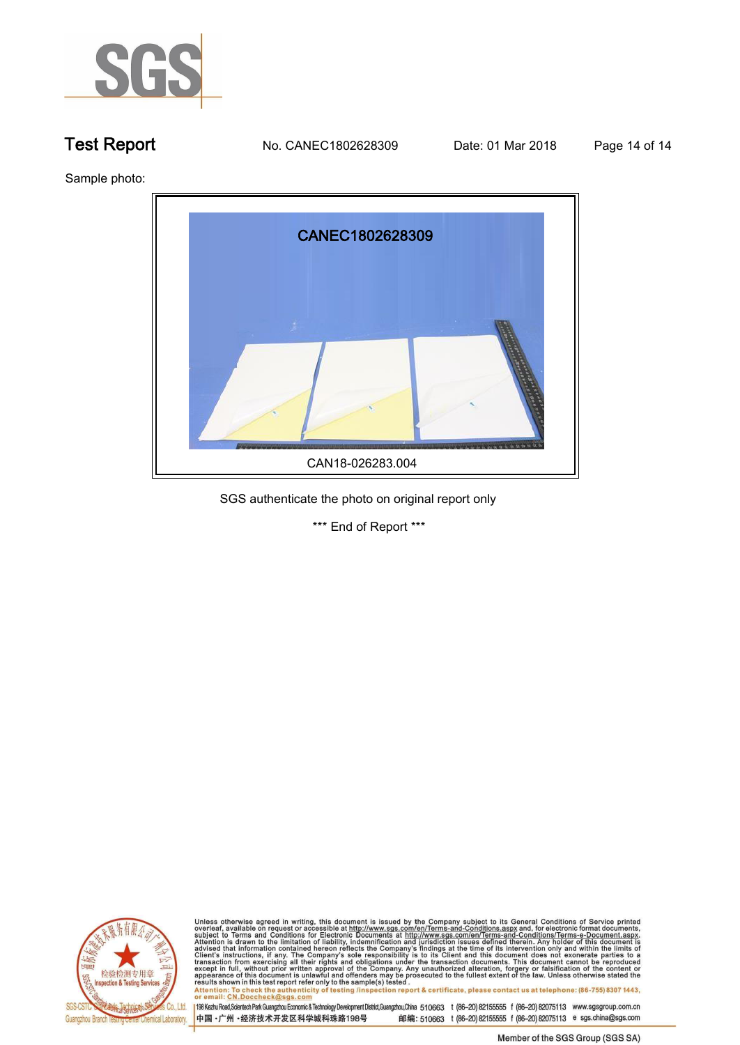Sample photo:

CAN18-026283.004

SGS authenticate the photo on original report only

\*\*\* End of Report \*\*\*